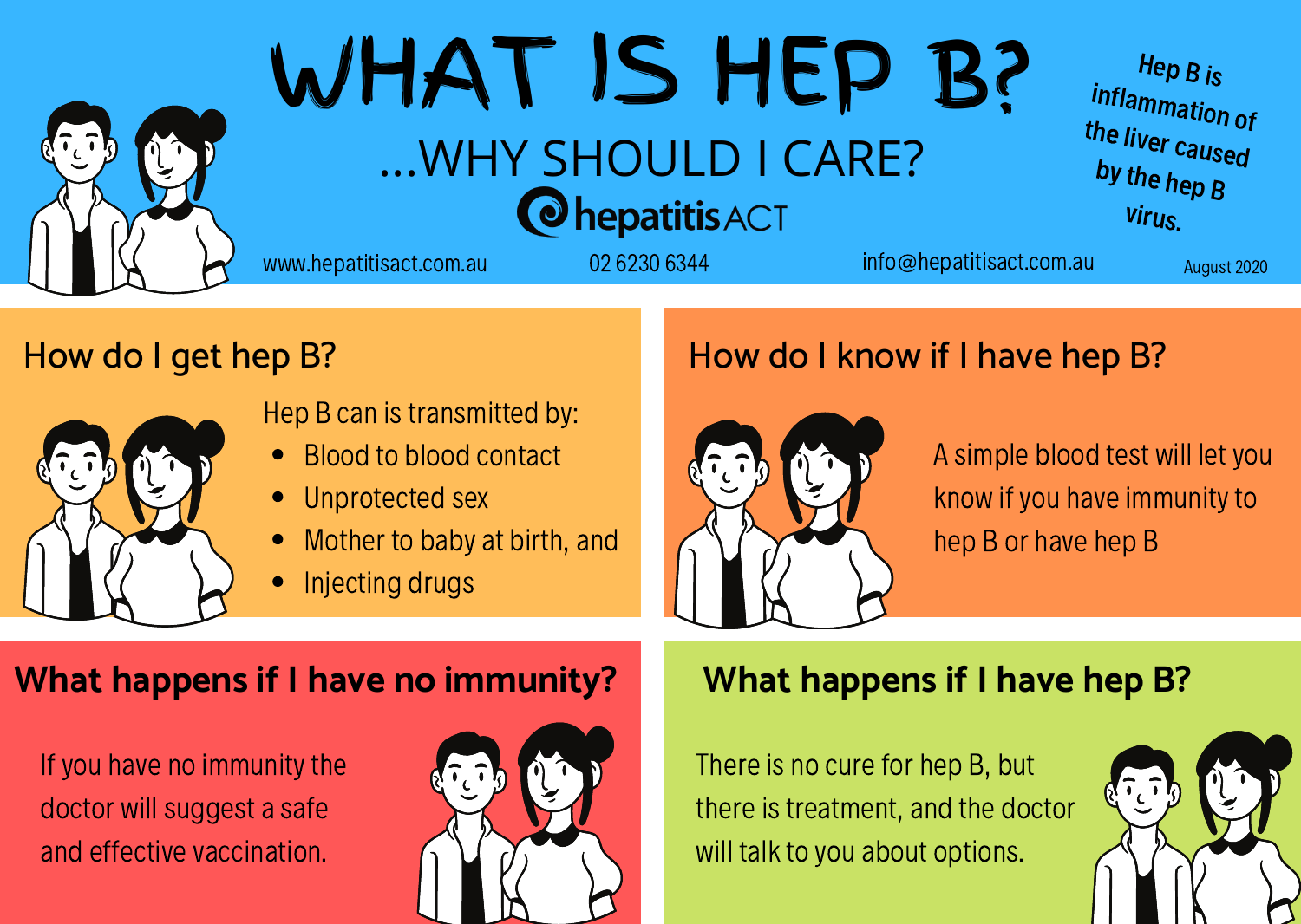# WHAT IS HEP B?

## ...WHY SHOULD I CARE?

hepatitis ACT

www.hepatitisact.com.au 02 6230 6344 info@hepatitisact.com.au

Hep B is inflammation of the liver caused by the hep B virus.

August 2020

## How do I get hep B?

Hep B can is transmitted by:

- Blood to blood contact
- Unprotected sex
- Mother to baby at birth, and
- Injecting drugs

## How do I know if I have hep B?

A simple blood test will let you know if you have immunity to hep B or have hep B

## What happens if I have no immunity?

If you have no immunity the doctor will suggest a safe and effective vaccination.

## What happens if I have hep B?

There is no cure for hep B, but there is treatment, and the doctor will talk to you about options.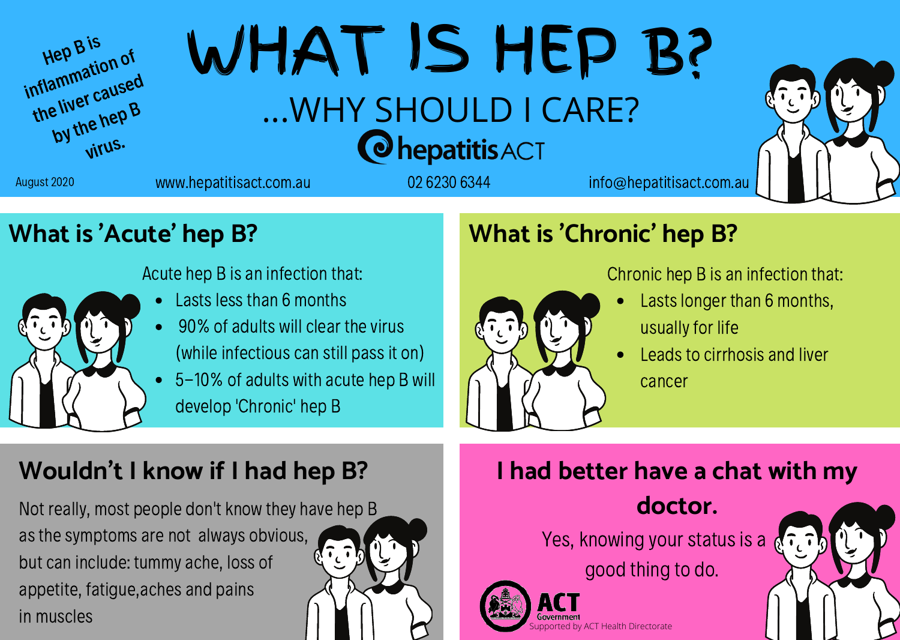Hep B is inflammation of the liver caused by the hep B virus.

# WHAT IS HEP B?

## ...WHY SHOULD I CARE?

hepatitis ACT

August 2020

www.hepatitisact.com.au

02 6230 6344

info@hepatitisact.com.au

## What is 'Acute' hep B?

Acute hep B is an infection that:

- Lasts less than 6 months
- 90% of adults will clear the virus (while infectious can still pass it on)
- 5–10% of adults with acute hep B will develop 'Chronic' hep B

## What is 'Chronic' hep B?

Chronic hep B is an infection that:

- Lasts longer than 6 months, usually for life
- Leads to cirrhosis and liver cancer

## Wouldn't I know if I had hep B?

Not really, most people don't know they have hep B as the symptoms are not always obvious, but can include: tummy ache, loss of appetite, fatigue,aches and pains in muscles

## I had better have a chat with my doctor.

Yes, knowing your status is a good thing to do.

ACT Government

Supported by ACT Health Directorate